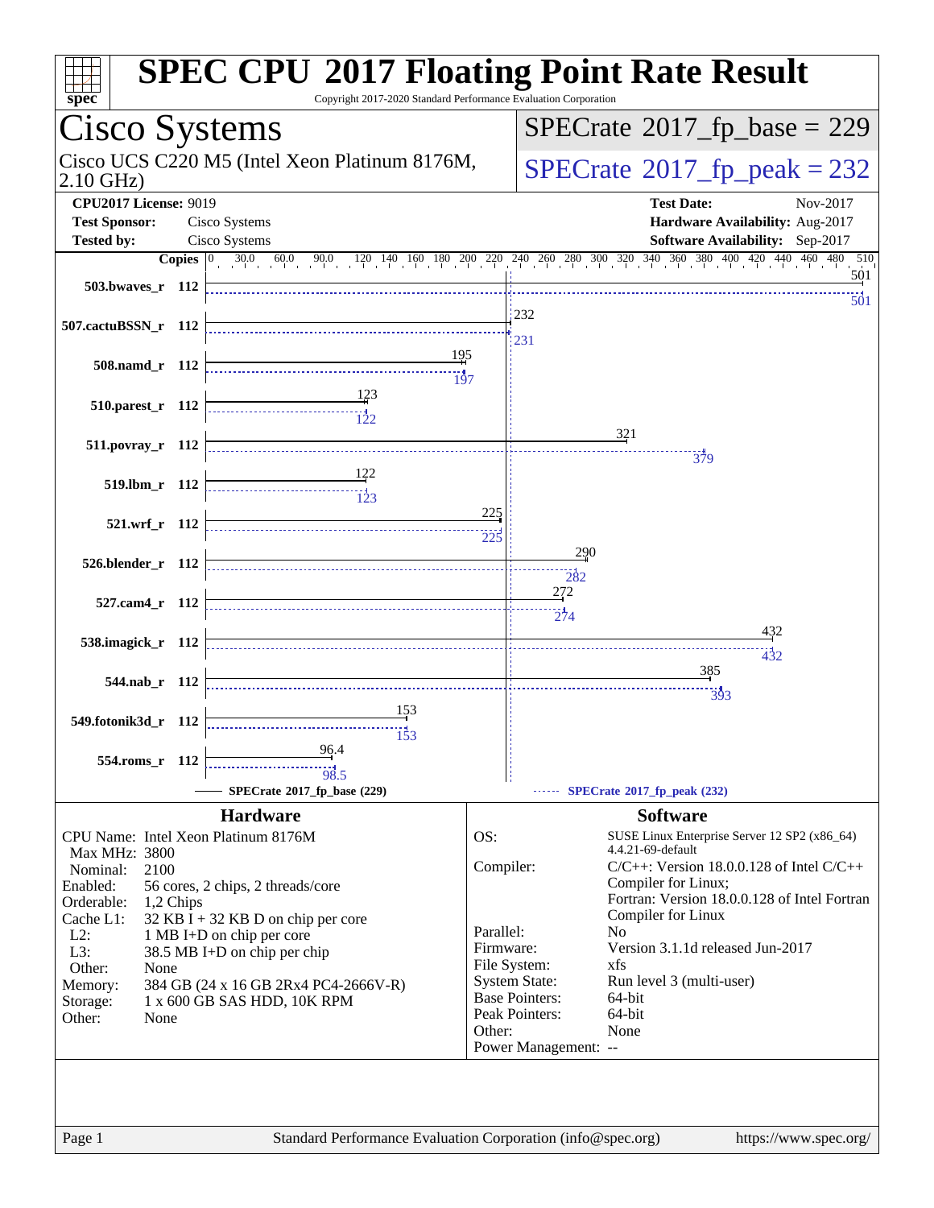# SPEC CPU 2017 Floating Point Rate Result

Copyright 2017-2020 Standard Performance Evaluation Corporation

## Cisco Systems

Cisco UCS C220 M5 (Intel Xeon Platinum 8176M, 2.10 GHz)

**SPECrate 2017_fp_base = 229**

**SPECrate 2017_fp_peak = 232**

| | | | |
|---|---|---|---|
| **CPU2017 License:** | 9019 | **Test Date:** | Nov-2017 |
| **Test Sponsor:** | Cisco Systems | **Hardware Availability:** | Aug-2017 |
| **Tested by:** | Cisco Systems | **Software Availability:** | Sep-2017 |

| Benchmark | Copies | Base | Peak |
|---|---|---|---|
| 503.bwaves_r | 112 | 501 | 501 |
| 507.cactuBSSN_r | 112 | 232 | 231 |
| 508.namd_r | 112 | 195 | 197 |
| 510.parest_r | 112 | 123 | 122 |
| 511.povray_r | 112 | 321 | 379 |
| 519.lbm_r | 112 | 122 | 123 |
| 521.wrf_r | 112 | 225 | 225 |
| 526.blender_r | 112 | 290 | 282 |
| 527.cam4_r | 112 | 272 | 274 |
| 538.imagick_r | 112 | 432 | 432 |
| 544.nab_r | 112 | 385 | 393 |
| 549.fotonik3d_r | 112 | 153 | 153 |
| 554.roms_r | 112 | 96.4 | 98.5 |

SPECrate 2017_fp_base (229) — SPECrate 2017_fp_peak (232)

### Hardware

| | |
|---|---|
| CPU Name: | Intel Xeon Platinum 8176M |
| Max MHz: | 3800 |
| Nominal: | 2100 |
| Enabled: | 56 cores, 2 chips, 2 threads/core |
| Orderable: | 1,2 Chips |
| Cache L1: | 32 KB I + 32 KB D on chip per core |
| L2: | 1 MB I+D on chip per core |
| L3: | 38.5 MB I+D on chip per chip |
| Other: | None |
| Memory: | 384 GB (24 x 16 GB 2Rx4 PC4-2666V-R) |
| Storage: | 1 x 600 GB SAS HDD, 10K RPM |
| Other: | None |

### Software

| | |
|---|---|
| OS: | SUSE Linux Enterprise Server 12 SP2 (x86_64) 4.4.21-69-default |
| Compiler: | C/C++: Version 18.0.0.128 of Intel C/C++ Compiler for Linux; Fortran: Version 18.0.0.128 of Intel Fortran Compiler for Linux |
| Parallel: | No |
| Firmware: | Version 3.1.1d released Jun-2017 |
| File System: | xfs |
| System State: | Run level 3 (multi-user) |
| Base Pointers: | 64-bit |
| Peak Pointers: | 64-bit |
| Other: | None |
| Power Management: | -- |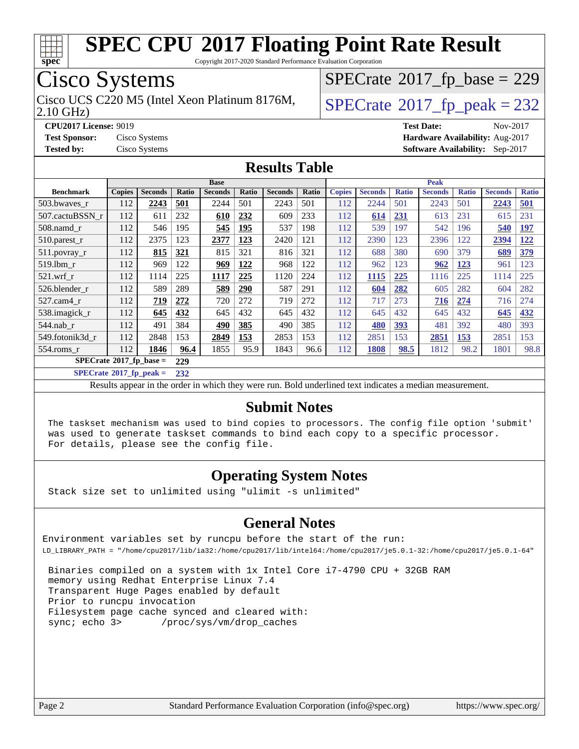# SPEC CPU 2017 Floating Point Rate Result

Copyright 2017-2020 Standard Performance Evaluation Corporation

## Cisco Systems

Cisco UCS C220 M5 (Intel Xeon Platinum 8176M, 2.10 GHz)

SPECrate 2017_fp_base = 229

SPECrate 2017_fp_peak = 232

**CPU2017 License:** 9019
**Test Sponsor:** Cisco Systems
**Tested by:** Cisco Systems

**Test Date:** Nov-2017
**Hardware Availability:** Aug-2017
**Software Availability:** Sep-2017

## Results Table

| Benchmark | Base | | | | | | | Peak | | | | | | |
|---|---|---|---|---|---|---|---|---|---|---|---|---|---|---|
| | Copies | Seconds | Ratio | Seconds | Ratio | Seconds | Ratio | Copies | Seconds | Ratio | Seconds | Ratio | Seconds | Ratio |
| 503.bwaves_r | 112 | **2243** | **501** | 2244 | 501 | 2243 | 501 | 112 | 2244 | 501 | 2243 | 501 | **2243** | **501** |
| 507.cactuBSSN_r | 112 | 611 | 232 | **610** | **232** | 609 | 233 | 112 | **614** | **231** | 613 | 231 | 615 | 231 |
| 508.namd_r | 112 | 546 | 195 | **545** | **195** | 537 | 198 | 112 | 539 | 197 | 542 | 196 | **540** | **197** |
| 510.parest_r | 112 | 2375 | 123 | **2377** | **123** | 2420 | 121 | 112 | 2390 | 123 | 2396 | 122 | **2394** | **122** |
| 511.povray_r | 112 | **815** | **321** | 815 | 321 | 816 | 321 | 112 | 688 | 380 | 690 | 379 | **689** | **379** |
| 519.lbm_r | 112 | 969 | 122 | **969** | **122** | 968 | 122 | 112 | 962 | 123 | **962** | **123** | 961 | 123 |
| 521.wrf_r | 112 | 1114 | 225 | **1117** | **225** | 1120 | 224 | 112 | **1115** | **225** | 1116 | 225 | 1114 | 225 |
| 526.blender_r | 112 | 589 | 289 | **589** | **290** | 587 | 291 | 112 | **604** | **282** | 605 | 282 | 604 | 282 |
| 527.cam4_r | 112 | **719** | **272** | 720 | 272 | 719 | 272 | 112 | 717 | 273 | **716** | **274** | 716 | 274 |
| 538.imagick_r | 112 | **645** | **432** | 645 | 432 | 645 | 432 | 112 | 645 | 432 | 645 | 432 | **645** | **432** |
| 544.nab_r | 112 | 491 | 384 | **490** | **385** | 490 | 385 | 112 | **480** | **393** | 481 | 392 | 480 | 393 |
| 549.fotonik3d_r | 112 | 2848 | 153 | **2849** | **153** | 2853 | 153 | 112 | 2851 | 153 | **2851** | **153** | 2851 | 153 |
| 554.roms_r | 112 | **1846** | **96.4** | 1855 | 95.9 | 1843 | 96.6 | 112 | **1808** | **98.5** | 1812 | 98.2 | 1801 | 98.8 |

**SPECrate 2017_fp_base = 229**

**SPECrate 2017_fp_peak = 232**

Results appear in the order in which they were run. Bold underlined text indicates a median measurement.

## Submit Notes

```
The taskset mechanism was used to bind copies to processors. The config file option 'submit'
was used to generate taskset commands to bind each copy to a specific processor.
For details, please see the config file.
```

## Operating System Notes

```
Stack size set to unlimited using "ulimit -s unlimited"
```

## General Notes

```
Environment variables set by runcpu before the start of the run:
LD_LIBRARY_PATH = "/home/cpu2017/lib/ia32:/home/cpu2017/lib/intel64:/home/cpu2017/je5.0.1-32:/home/cpu2017/je5.0.1-64"

 Binaries compiled on a system with 1x Intel Core i7-4790 CPU + 32GB RAM
 memory using Redhat Enterprise Linux 7.4
 Transparent Huge Pages enabled by default
 Prior to runcpu invocation
 Filesystem page cache synced and cleared with:
 sync; echo 3>       /proc/sys/vm/drop_caches
```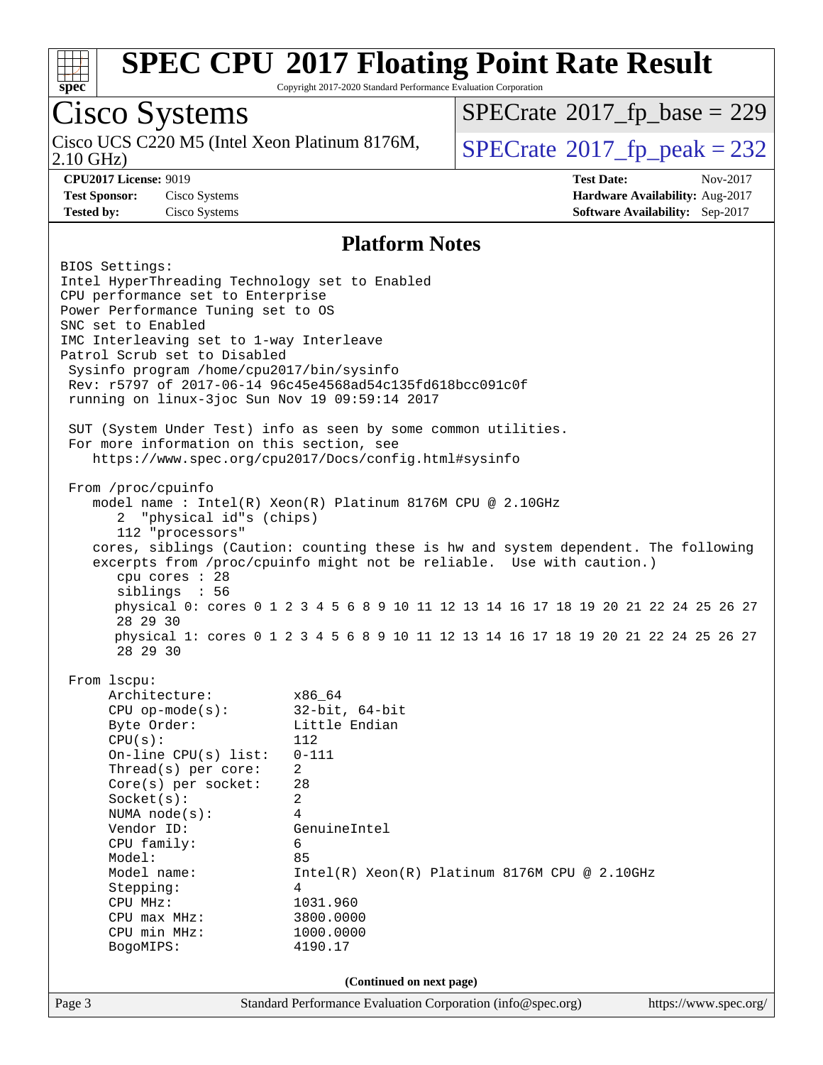# SPEC CPU 2017 Floating Point Rate Result

Copyright 2017-2020 Standard Performance Evaluation Corporation

## Cisco Systems

Cisco UCS C220 M5 (Intel Xeon Platinum 8176M, 2.10 GHz)

SPECrate 2017_fp_base = 229

SPECrate 2017_fp_peak = 232

**CPU2017 License:** 9019
**Test Sponsor:** Cisco Systems
**Tested by:** Cisco Systems

**Test Date:** Nov-2017
**Hardware Availability:** Aug-2017
**Software Availability:** Sep-2017

## Platform Notes

```
BIOS Settings:
Intel HyperThreading Technology set to Enabled
CPU performance set to Enterprise
Power Performance Tuning set to OS
SNC set to Enabled
IMC Interleaving set to 1-way Interleave
Patrol Scrub set to Disabled
 Sysinfo program /home/cpu2017/bin/sysinfo
 Rev: r5797 of 2017-06-14 96c45e4568ad54c135fd618bcc091c0f
 running on linux-3joc Sun Nov 19 09:59:14 2017

 SUT (System Under Test) info as seen by some common utilities.
 For more information on this section, see
    https://www.spec.org/cpu2017/Docs/config.html#sysinfo

 From /proc/cpuinfo
    model name : Intel(R) Xeon(R) Platinum 8176M CPU @ 2.10GHz
       2  "physical id"s (chips)
       112 "processors"
    cores, siblings (Caution: counting these is hw and system dependent. The following
    excerpts from /proc/cpuinfo might not be reliable.  Use with caution.)
       cpu cores : 28
       siblings  : 56
       physical 0: cores 0 1 2 3 4 5 6 8 9 10 11 12 13 14 16 17 18 19 20 21 22 24 25 26 27
       28 29 30
       physical 1: cores 0 1 2 3 4 5 6 8 9 10 11 12 13 14 16 17 18 19 20 21 22 24 25 26 27
       28 29 30

 From lscpu:
      Architecture:          x86_64
      CPU op-mode(s):        32-bit, 64-bit
      Byte Order:            Little Endian
      CPU(s):                112
      On-line CPU(s) list:   0-111
      Thread(s) per core:    2
      Core(s) per socket:    28
      Socket(s):             2
      NUMA node(s):          4
      Vendor ID:             GenuineIntel
      CPU family:            6
      Model:                 85
      Model name:            Intel(R) Xeon(R) Platinum 8176M CPU @ 2.10GHz
      Stepping:              4
      CPU MHz:               1031.960
      CPU max MHz:           3800.0000
      CPU min MHz:           1000.0000
      BogoMIPS:              4190.17
```

(Continued on next page)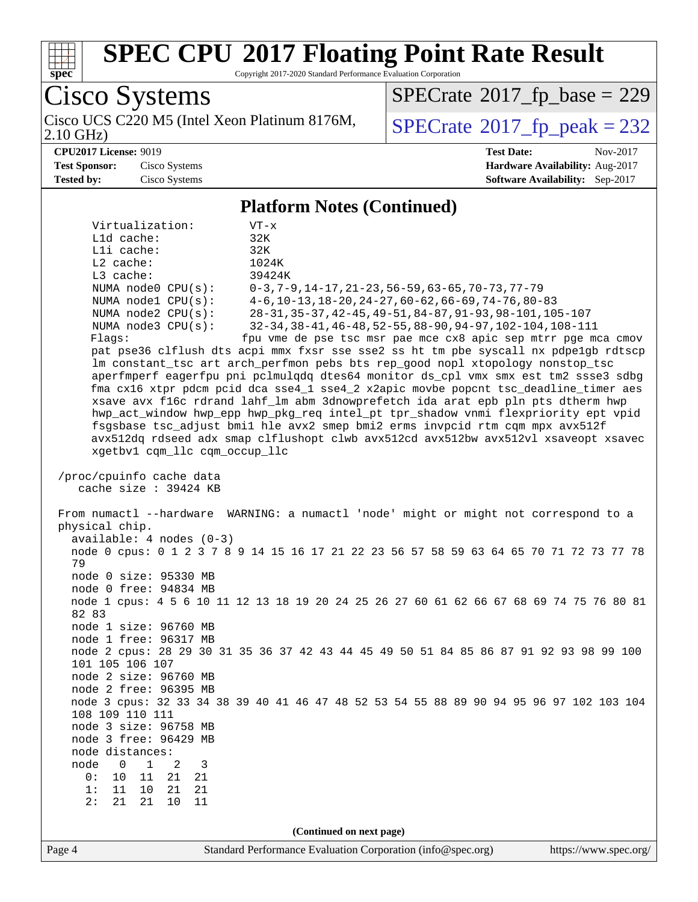# SPEC CPU 2017 Floating Point Rate Result

Copyright 2017-2020 Standard Performance Evaluation Corporation

**Cisco Systems**

Cisco UCS C220 M5 (Intel Xeon Platinum 8176M, 2.10 GHz)

SPECrate 2017_fp_base = 229

SPECrate 2017_fp_peak = 232

**CPU2017 License:** 9019
**Test Sponsor:** Cisco Systems
**Tested by:** Cisco Systems

**Test Date:** Nov-2017
**Hardware Availability:** Aug-2017
**Software Availability:** Sep-2017

## Platform Notes (Continued)

```
    Virtualization:        VT-x
    L1d cache:             32K
    L1i cache:             32K
    L2 cache:              1024K
    L3 cache:              39424K
    NUMA node0 CPU(s):     0-3,7-9,14-17,21-23,56-59,63-65,70-73,77-79
    NUMA node1 CPU(s):     4-6,10-13,18-20,24-27,60-62,66-69,74-76,80-83
    NUMA node2 CPU(s):     28-31,35-37,42-45,49-51,84-87,91-93,98-101,105-107
    NUMA node3 CPU(s):     32-34,38-41,46-48,52-55,88-90,94-97,102-104,108-111
    Flags:                 fpu vme de pse tsc msr pae mce cx8 apic sep mtrr pge mca cmov
    pat pse36 clflush dts acpi mmx fxsr sse sse2 ss ht tm pbe syscall nx pdpe1gb rdtscp
    lm constant_tsc art arch_perfmon pebs bts rep_good nopl xtopology nonstop_tsc
    aperfmperf eagerfpu pni pclmulqdq dtes64 monitor ds_cpl vmx smx est tm2 ssse3 sdbg
    fma cx16 xtpr pdcm pcid dca sse4_1 sse4_2 x2apic movbe popcnt tsc_deadline_timer aes
    xsave avx f16c rdrand lahf_lm abm 3dnowprefetch ida arat epb pln pts dtherm hwp
    hwp_act_window hwp_epp hwp_pkg_req intel_pt tpr_shadow vnmi flexpriority ept vpid
    fsgsbase tsc_adjust bmi1 hle avx2 smep bmi2 erms invpcid rtm cqm mpx avx512f
    avx512dq rdseed adx smap clflushopt clwb avx512cd avx512bw avx512vl xsaveopt xsavec
    xgetbv1 cqm_llc cqm_occup_llc

 /proc/cpuinfo cache data
    cache size : 39424 KB

 From numactl --hardware  WARNING: a numactl 'node' might or might not correspond to a
 physical chip.
   available: 4 nodes (0-3)
   node 0 cpus: 0 1 2 3 7 8 9 14 15 16 17 21 22 23 56 57 58 59 63 64 65 70 71 72 73 77 78
   79
   node 0 size: 95330 MB
   node 0 free: 94834 MB
   node 1 cpus: 4 5 6 10 11 12 13 18 19 20 24 25 26 27 60 61 62 66 67 68 69 74 75 76 80 81
   82 83
   node 1 size: 96760 MB
   node 1 free: 96317 MB
   node 2 cpus: 28 29 30 31 35 36 37 42 43 44 45 49 50 51 84 85 86 87 91 92 93 98 99 100
   101 105 106 107
   node 2 size: 96760 MB
   node 2 free: 96395 MB
   node 3 cpus: 32 33 34 38 39 40 41 46 47 48 52 53 54 55 88 89 90 94 95 96 97 102 103 104
   108 109 110 111
   node 3 size: 96758 MB
   node 3 free: 96429 MB
   node distances:
   node   0   1   2   3
     0:  10  11  21  21
     1:  11  10  21  21
     2:  21  21  10  11
```

(Continued on next page)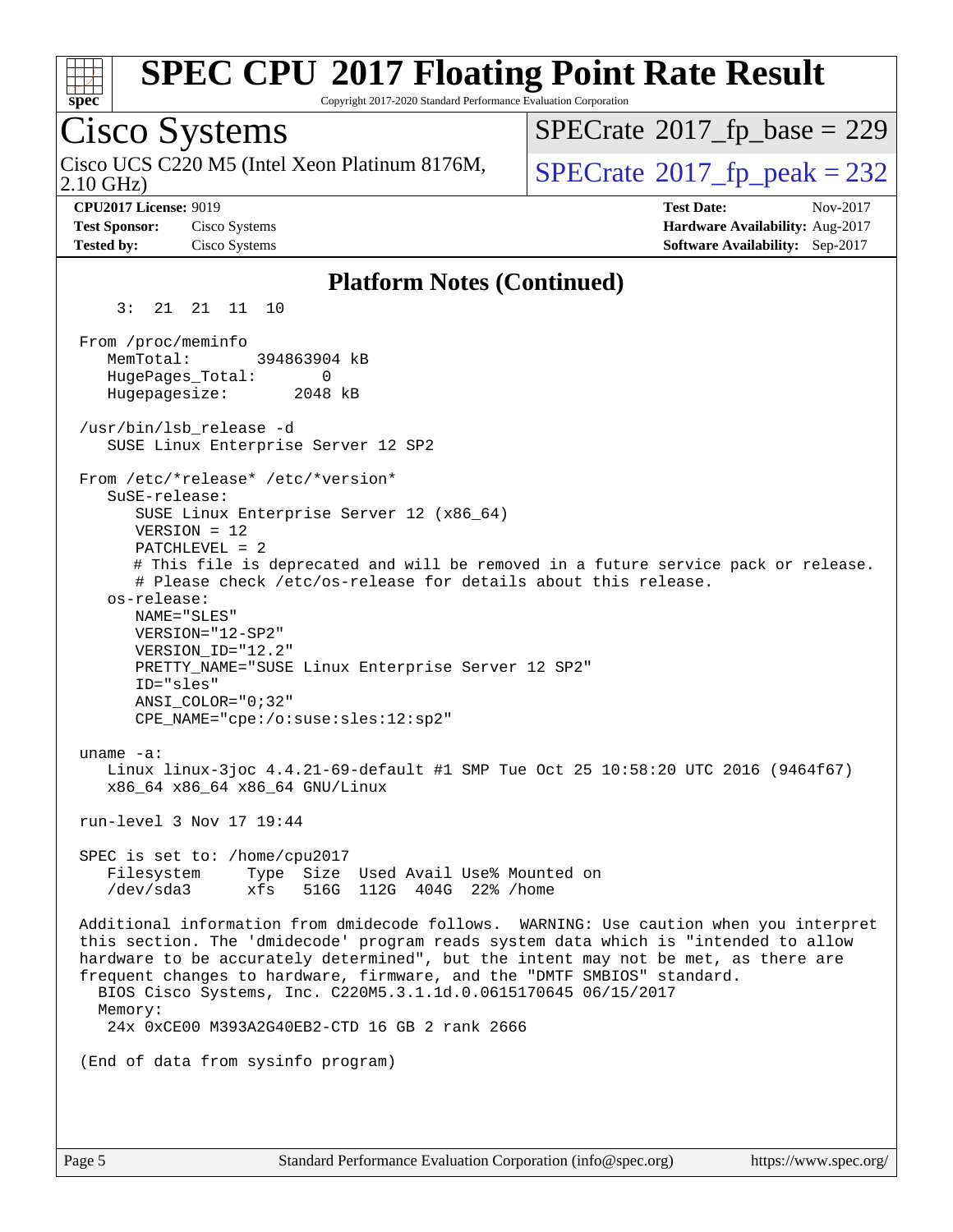# SPEC CPU 2017 Floating Point Rate Result

Copyright 2017-2020 Standard Performance Evaluation Corporation

## Cisco Systems

Cisco UCS C220 M5 (Intel Xeon Platinum 8176M, 2.10 GHz)

SPECrate 2017_fp_base = 229

SPECrate 2017_fp_peak = 232

**CPU2017 License:** 9019
**Test Sponsor:** Cisco Systems
**Tested by:** Cisco Systems

**Test Date:** Nov-2017
**Hardware Availability:** Aug-2017
**Software Availability:** Sep-2017

### Platform Notes (Continued)

```
     3:  21  21  11  10

  From /proc/meminfo
     MemTotal:       394863904 kB
     HugePages_Total:       0
     Hugepagesize:        2048 kB

  /usr/bin/lsb_release -d
     SUSE Linux Enterprise Server 12 SP2

  From /etc/*release* /etc/*version*
     SuSE-release:
        SUSE Linux Enterprise Server 12 (x86_64)
        VERSION = 12
        PATCHLEVEL = 2
        # This file is deprecated and will be removed in a future service pack or release.
        # Please check /etc/os-release for details about this release.
     os-release:
        NAME="SLES"
        VERSION="12-SP2"
        VERSION_ID="12.2"
        PRETTY_NAME="SUSE Linux Enterprise Server 12 SP2"
        ID="sles"
        ANSI_COLOR="0;32"
        CPE_NAME="cpe:/o:suse:sles:12:sp2"

  uname -a:
     Linux linux-3joc 4.4.21-69-default #1 SMP Tue Oct 25 10:58:20 UTC 2016 (9464f67)
     x86_64 x86_64 x86_64 GNU/Linux

  run-level 3 Nov 17 19:44

  SPEC is set to: /home/cpu2017
     Filesystem     Type  Size  Used Avail Use% Mounted on
     /dev/sda3      xfs   516G  112G  404G  22% /home

  Additional information from dmidecode follows.  WARNING: Use caution when you interpret
  this section. The 'dmidecode' program reads system data which is "intended to allow
  hardware to be accurately determined", but the intent may not be met, as there are
  frequent changes to hardware, firmware, and the "DMTF SMBIOS" standard.
    BIOS Cisco Systems, Inc. C220M5.3.1.1d.0.0615170645 06/15/2017
    Memory:
     24x 0xCE00 M393A2G40EB2-CTD 16 GB 2 rank 2666

  (End of data from sysinfo program)
```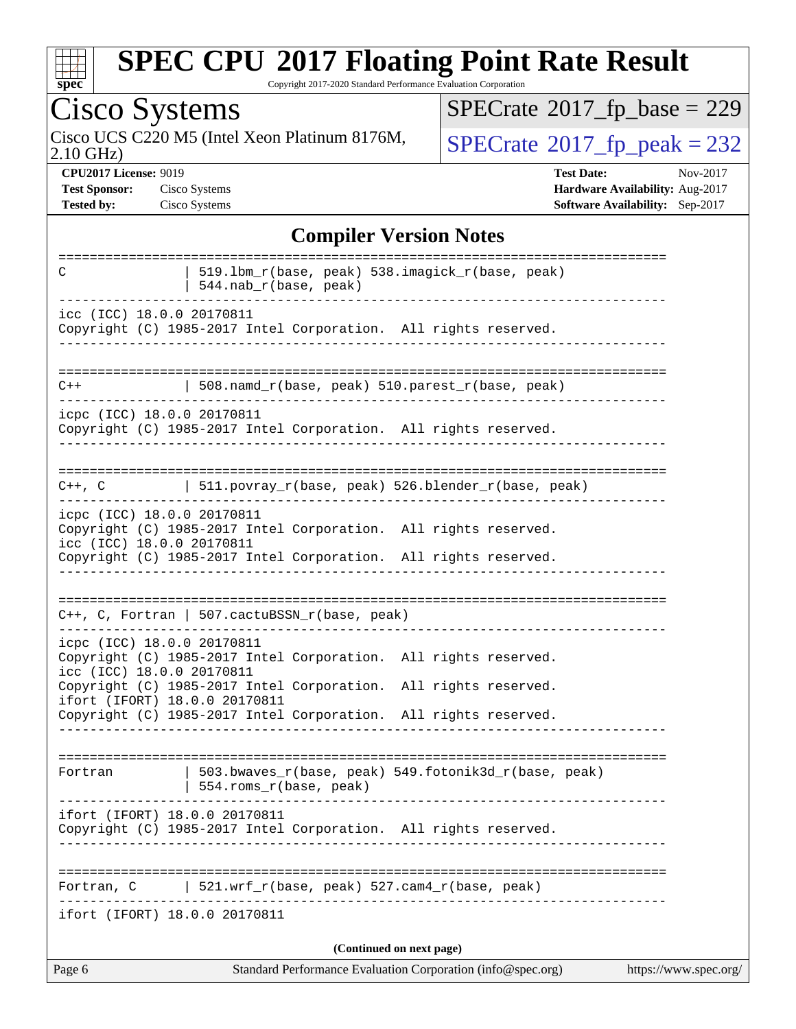# SPEC CPU 2017 Floating Point Rate Result

Copyright 2017-2020 Standard Performance Evaluation Corporation

## Cisco Systems

Cisco UCS C220 M5 (Intel Xeon Platinum 8176M, 2.10 GHz)

SPECrate 2017_fp_base = 229

SPECrate 2017_fp_peak = 232

**CPU2017 License:** 9019
**Test Sponsor:** Cisco Systems
**Tested by:** Cisco Systems

**Test Date:** Nov-2017
**Hardware Availability:** Aug-2017
**Software Availability:** Sep-2017

### Compiler Version Notes

```
==============================================================================
C               | 519.lbm_r(base, peak) 538.imagick_r(base, peak)
                | 544.nab_r(base, peak)
------------------------------------------------------------------------------
icc (ICC) 18.0.0 20170811
Copyright (C) 1985-2017 Intel Corporation.  All rights reserved.
------------------------------------------------------------------------------

==============================================================================
C++             | 508.namd_r(base, peak) 510.parest_r(base, peak)
------------------------------------------------------------------------------
icpc (ICC) 18.0.0 20170811
Copyright (C) 1985-2017 Intel Corporation.  All rights reserved.
------------------------------------------------------------------------------

==============================================================================
C++, C          | 511.povray_r(base, peak) 526.blender_r(base, peak)
------------------------------------------------------------------------------
icpc (ICC) 18.0.0 20170811
Copyright (C) 1985-2017 Intel Corporation.  All rights reserved.
icc (ICC) 18.0.0 20170811
Copyright (C) 1985-2017 Intel Corporation.  All rights reserved.
------------------------------------------------------------------------------

==============================================================================
C++, C, Fortran | 507.cactuBSSN_r(base, peak)
------------------------------------------------------------------------------
icpc (ICC) 18.0.0 20170811
Copyright (C) 1985-2017 Intel Corporation.  All rights reserved.
icc (ICC) 18.0.0 20170811
Copyright (C) 1985-2017 Intel Corporation.  All rights reserved.
ifort (IFORT) 18.0.0 20170811
Copyright (C) 1985-2017 Intel Corporation.  All rights reserved.
------------------------------------------------------------------------------

==============================================================================
Fortran         | 503.bwaves_r(base, peak) 549.fotonik3d_r(base, peak)
                | 554.roms_r(base, peak)
------------------------------------------------------------------------------
ifort (IFORT) 18.0.0 20170811
Copyright (C) 1985-2017 Intel Corporation.  All rights reserved.
------------------------------------------------------------------------------

==============================================================================
Fortran, C      | 521.wrf_r(base, peak) 527.cam4_r(base, peak)
------------------------------------------------------------------------------
ifort (IFORT) 18.0.0 20170811
```

(Continued on next page)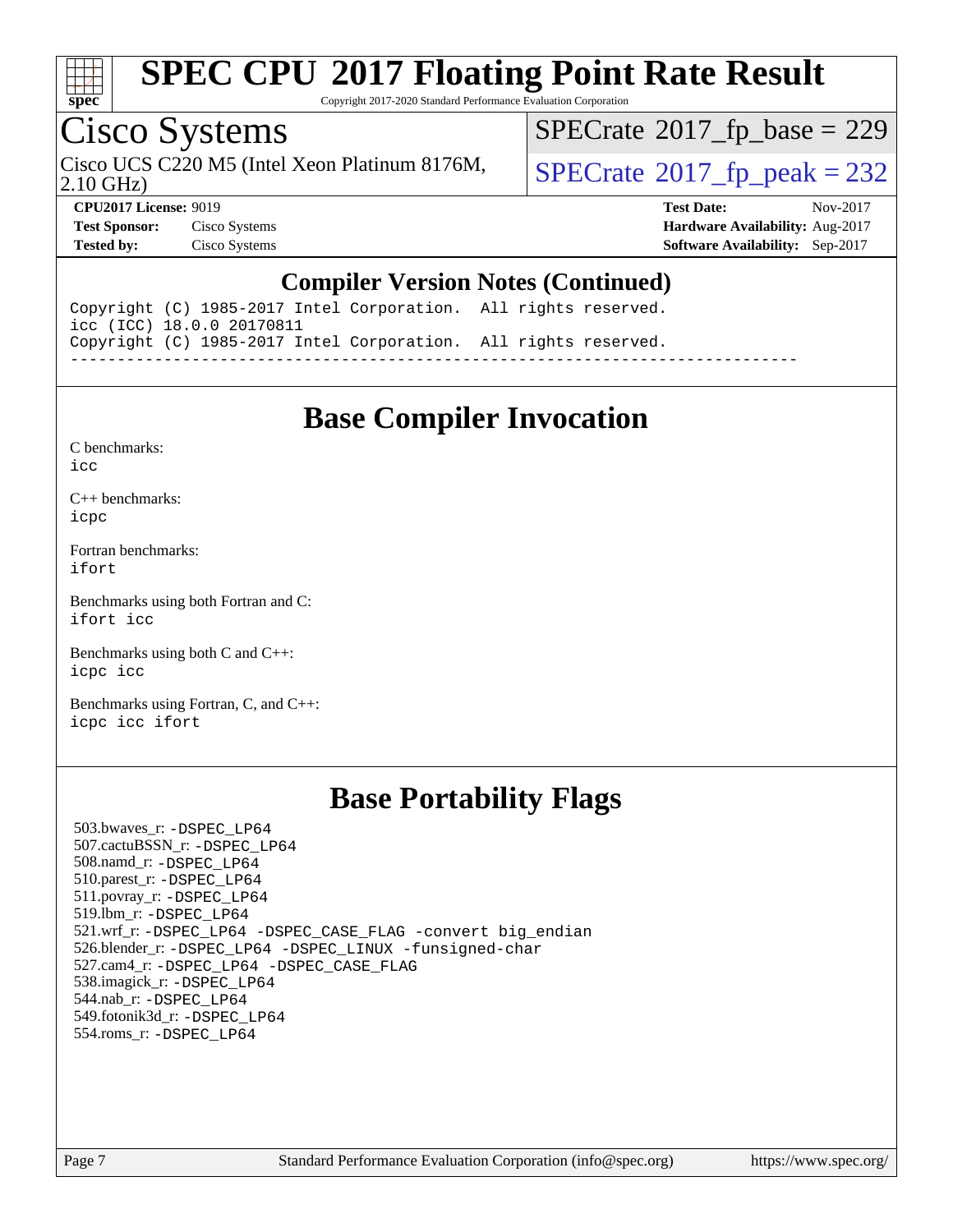# Cisco Systems

Cisco UCS C220 M5 (Intel Xeon Platinum 8176M, 2.10 GHz)

SPECrate 2017_fp_base = 229

SPECrate 2017_fp_peak = 232

**CPU2017 License:** 9019
**Test Sponsor:** Cisco Systems
**Tested by:** Cisco Systems

**Test Date:** Nov-2017
**Hardware Availability:** Aug-2017
**Software Availability:** Sep-2017

## Compiler Version Notes (Continued)

```
Copyright (C) 1985-2017 Intel Corporation.  All rights reserved.
icc (ICC) 18.0.0 20170811
Copyright (C) 1985-2017 Intel Corporation.  All rights reserved.
------------------------------------------------------------------------------
```

## Base Compiler Invocation

C benchmarks:
`icc`

C++ benchmarks:
`icpc`

Fortran benchmarks:
`ifort`

Benchmarks using both Fortran and C:
`ifort icc`

Benchmarks using both C and C++:
`icpc icc`

Benchmarks using Fortran, C, and C++:
`icpc icc ifort`

## Base Portability Flags

503.bwaves_r: -DSPEC_LP64
507.cactuBSSN_r: -DSPEC_LP64
508.namd_r: -DSPEC_LP64
510.parest_r: -DSPEC_LP64
511.povray_r: -DSPEC_LP64
519.lbm_r: -DSPEC_LP64
521.wrf_r: -DSPEC_LP64 -DSPEC_CASE_FLAG -convert big_endian
526.blender_r: -DSPEC_LP64 -DSPEC_LINUX -funsigned-char
527.cam4_r: -DSPEC_LP64 -DSPEC_CASE_FLAG
538.imagick_r: -DSPEC_LP64
544.nab_r: -DSPEC_LP64
549.fotonik3d_r: -DSPEC_LP64
554.roms_r: -DSPEC_LP64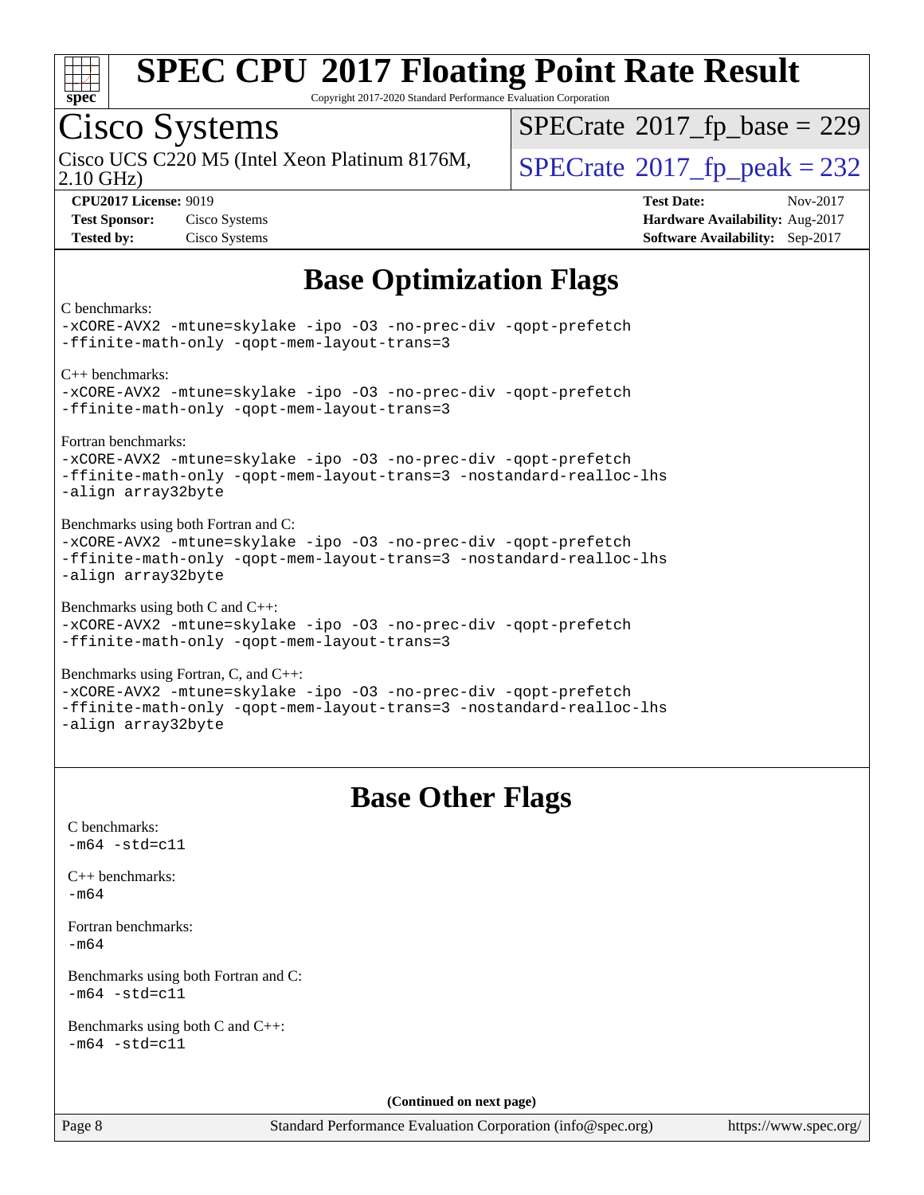# Base Optimization Flags

C benchmarks:
```
-xCORE-AVX2 -mtune=skylake -ipo -O3 -no-prec-div -qopt-prefetch
-ffinite-math-only -qopt-mem-layout-trans=3
```

C++ benchmarks:
```
-xCORE-AVX2 -mtune=skylake -ipo -O3 -no-prec-div -qopt-prefetch
-ffinite-math-only -qopt-mem-layout-trans=3
```

Fortran benchmarks:
```
-xCORE-AVX2 -mtune=skylake -ipo -O3 -no-prec-div -qopt-prefetch
-ffinite-math-only -qopt-mem-layout-trans=3 -nostandard-realloc-lhs
-align array32byte
```

Benchmarks using both Fortran and C:
```
-xCORE-AVX2 -mtune=skylake -ipo -O3 -no-prec-div -qopt-prefetch
-ffinite-math-only -qopt-mem-layout-trans=3 -nostandard-realloc-lhs
-align array32byte
```

Benchmarks using both C and C++:
```
-xCORE-AVX2 -mtune=skylake -ipo -O3 -no-prec-div -qopt-prefetch
-ffinite-math-only -qopt-mem-layout-trans=3
```

Benchmarks using Fortran, C, and C++:
```
-xCORE-AVX2 -mtune=skylake -ipo -O3 -no-prec-div -qopt-prefetch
-ffinite-math-only -qopt-mem-layout-trans=3 -nostandard-realloc-lhs
-align array32byte
```

# Base Other Flags

C benchmarks:
```
-m64 -std=c11
```

C++ benchmarks:
```
-m64
```

Fortran benchmarks:
```
-m64
```

Benchmarks using both Fortran and C:
```
-m64 -std=c11
```

Benchmarks using both C and C++:
```
-m64 -std=c11
```

**(Continued on next page)**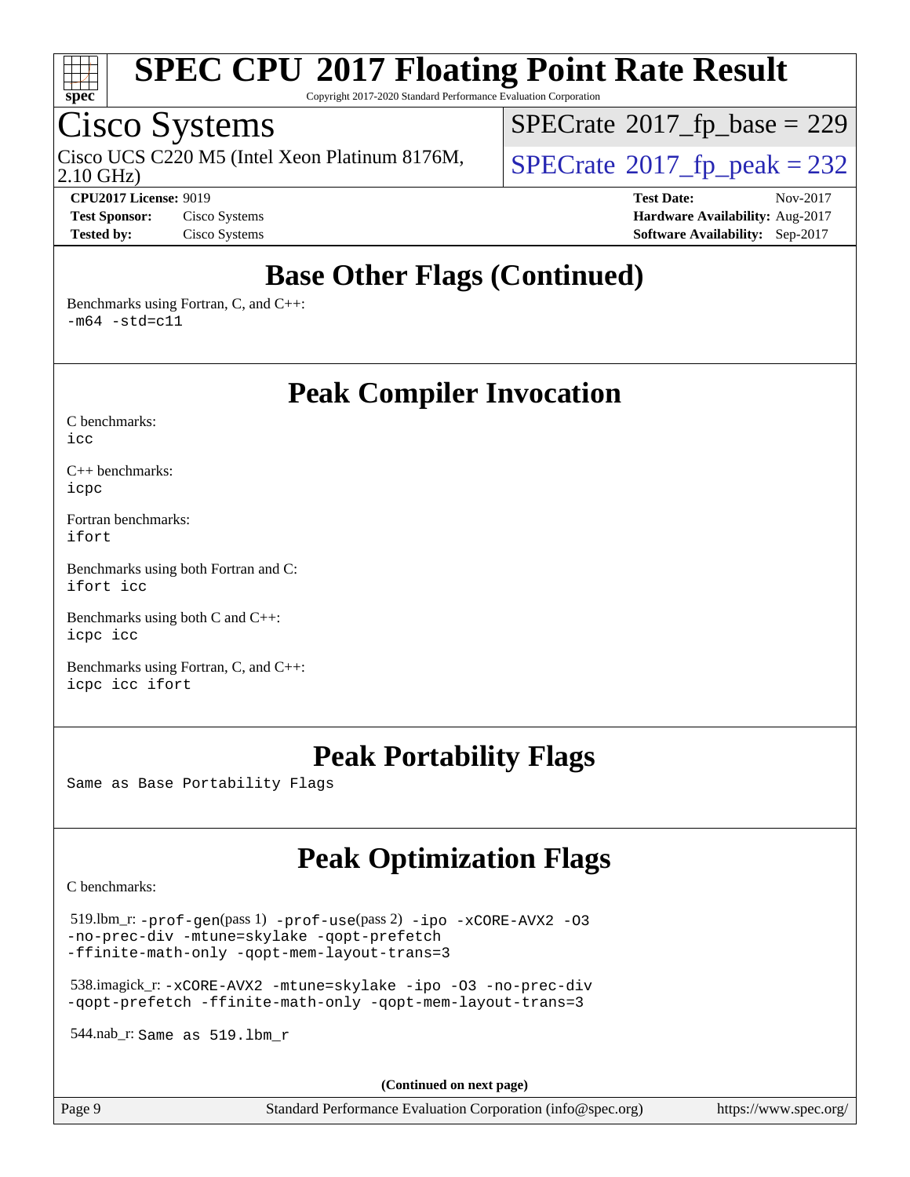# Base Other Flags (Continued)

Benchmarks using Fortran, C, and C++:
`-m64 -std=c11`

# Peak Compiler Invocation

C benchmarks:
`icc`

C++ benchmarks:
`icpc`

Fortran benchmarks:
`ifort`

Benchmarks using both Fortran and C:
`ifort icc`

Benchmarks using both C and C++:
`icpc icc`

Benchmarks using Fortran, C, and C++:
`icpc icc ifort`

# Peak Portability Flags

Same as Base Portability Flags

# Peak Optimization Flags

C benchmarks:

519.lbm_r: `-prof-gen`(pass 1) `-prof-use`(pass 2) `-ipo -xCORE-AVX2 -O3 -no-prec-div -mtune=skylake -qopt-prefetch -ffinite-math-only -qopt-mem-layout-trans=3`

538.imagick_r: `-xCORE-AVX2 -mtune=skylake -ipo -O3 -no-prec-div -qopt-prefetch -ffinite-math-only -qopt-mem-layout-trans=3`

544.nab_r: Same as 519.lbm_r

(Continued on next page)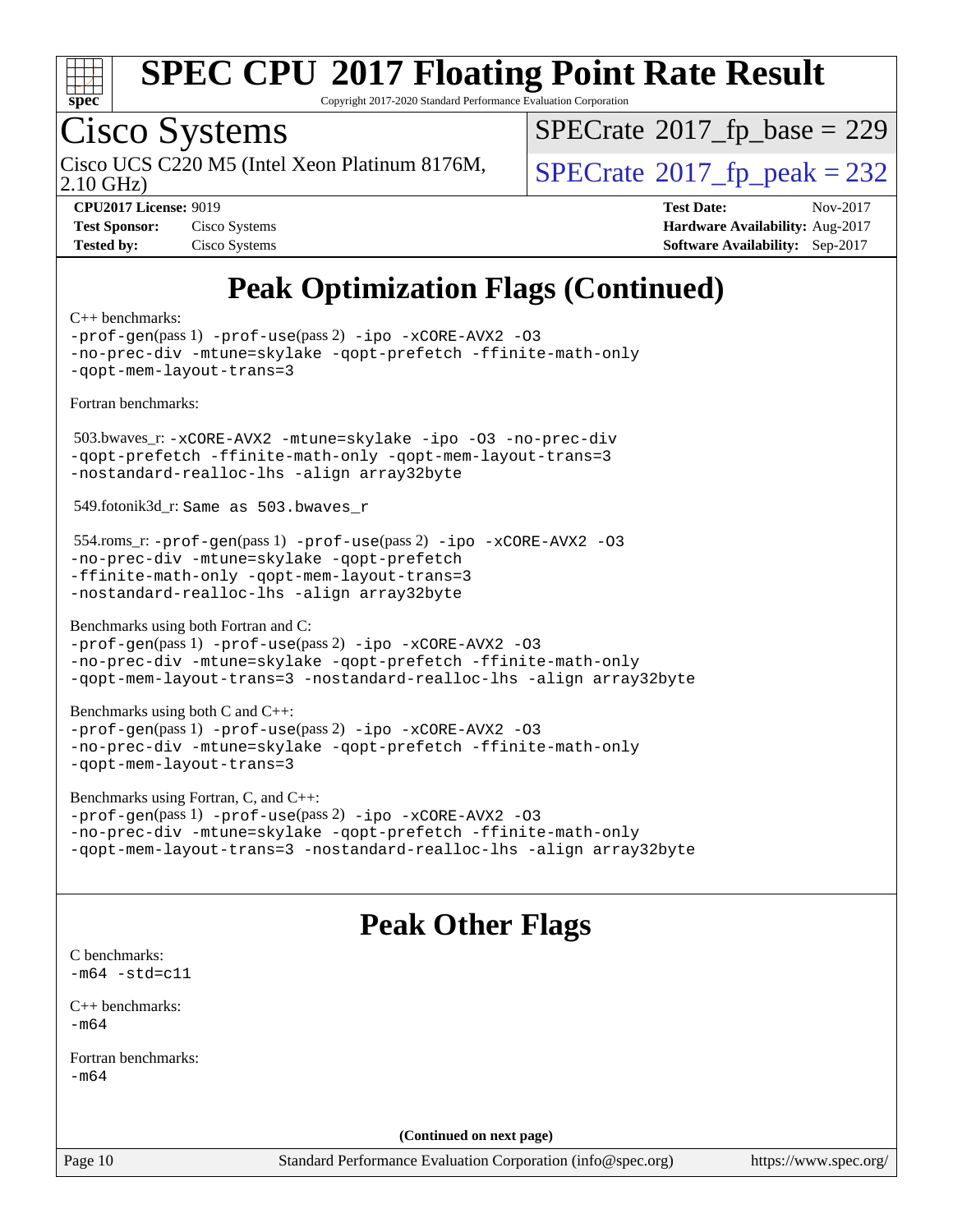# Peak Optimization Flags (Continued)

C++ benchmarks:
-prof-gen(pass 1) -prof-use(pass 2) -ipo -xCORE-AVX2 -O3
-no-prec-div -mtune=skylake -qopt-prefetch -ffinite-math-only
-qopt-mem-layout-trans=3

Fortran benchmarks:

503.bwaves_r: -xCORE-AVX2 -mtune=skylake -ipo -O3 -no-prec-div
-qopt-prefetch -ffinite-math-only -qopt-mem-layout-trans=3
-nostandard-realloc-lhs -align array32byte

549.fotonik3d_r: Same as 503.bwaves_r

554.roms_r: -prof-gen(pass 1) -prof-use(pass 2) -ipo -xCORE-AVX2 -O3
-no-prec-div -mtune=skylake -qopt-prefetch
-ffinite-math-only -qopt-mem-layout-trans=3
-nostandard-realloc-lhs -align array32byte

Benchmarks using both Fortran and C:
-prof-gen(pass 1) -prof-use(pass 2) -ipo -xCORE-AVX2 -O3
-no-prec-div -mtune=skylake -qopt-prefetch -ffinite-math-only
-qopt-mem-layout-trans=3 -nostandard-realloc-lhs -align array32byte

Benchmarks using both C and C++:
-prof-gen(pass 1) -prof-use(pass 2) -ipo -xCORE-AVX2 -O3
-no-prec-div -mtune=skylake -qopt-prefetch -ffinite-math-only
-qopt-mem-layout-trans=3

Benchmarks using Fortran, C, and C++:
-prof-gen(pass 1) -prof-use(pass 2) -ipo -xCORE-AVX2 -O3
-no-prec-div -mtune=skylake -qopt-prefetch -ffinite-math-only
-qopt-mem-layout-trans=3 -nostandard-realloc-lhs -align array32byte

# Peak Other Flags

C benchmarks:
-m64 -std=c11

C++ benchmarks:
-m64

Fortran benchmarks:
-m64

**(Continued on next page)**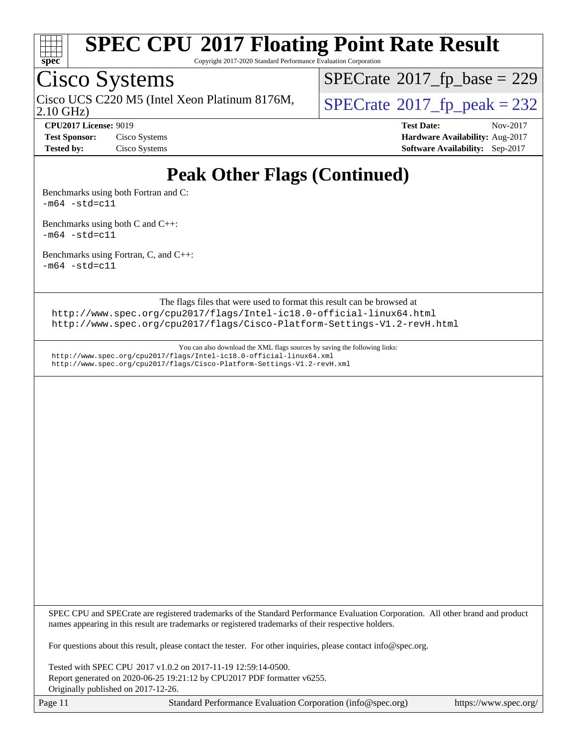## Peak Other Flags (Continued)

Benchmarks using both Fortran and C:
-m64 -std=c11

Benchmarks using both C and C++:
-m64 -std=c11

Benchmarks using Fortran, C, and C++:
-m64 -std=c11

The flags files that were used to format this result can be browsed at
http://www.spec.org/cpu2017/flags/Intel-ic18.0-official-linux64.html
http://www.spec.org/cpu2017/flags/Cisco-Platform-Settings-V1.2-revH.html

You can also download the XML flags sources by saving the following links:
http://www.spec.org/cpu2017/flags/Intel-ic18.0-official-linux64.xml
http://www.spec.org/cpu2017/flags/Cisco-Platform-Settings-V1.2-revH.xml

SPEC CPU and SPECrate are registered trademarks of the Standard Performance Evaluation Corporation. All other brand and product names appearing in this result are trademarks or registered trademarks of their respective holders.

For questions about this result, please contact the tester. For other inquiries, please contact info@spec.org.

Tested with SPEC CPU 2017 v1.0.2 on 2017-11-19 12:59:14-0500.
Report generated on 2020-06-25 19:21:12 by CPU2017 PDF formatter v6255.
Originally published on 2017-12-26.